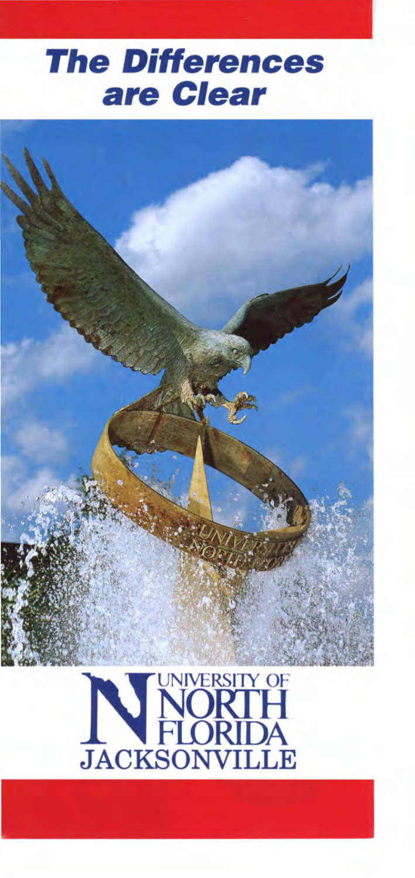# The Differences are Clear

UNIVERSITY OF NORTH FLORIDA
JACKSONVILLE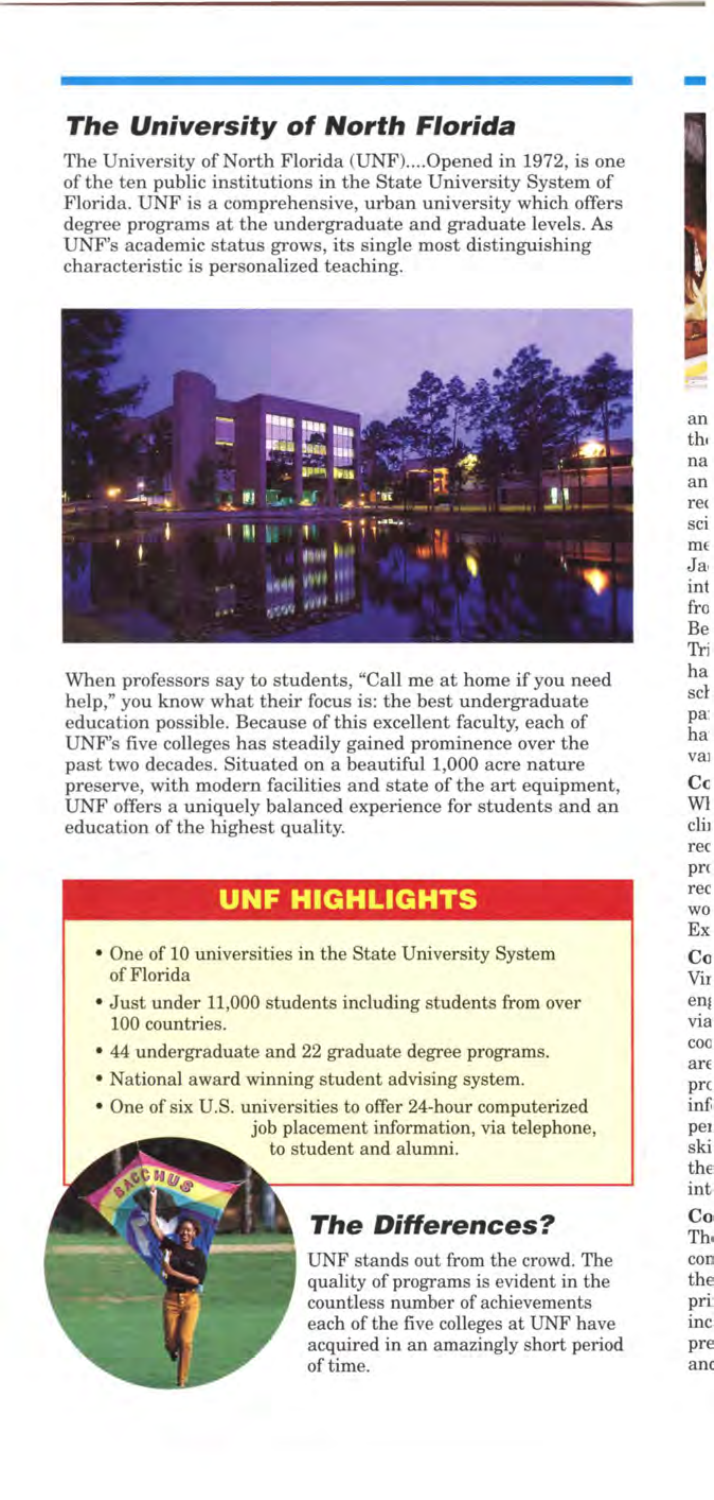## The University of North Florida

The University of North Florida (UNF)....Opened in 1972, is one of the ten public institutions in the State University System of Florida. UNF is a comprehensive, urban university which offers degree programs at the undergraduate and graduate levels. As UNF's academic status grows, its single most distinguishing characteristic is personalized teaching.

When professors say to students, "Call me at home if you need help," you know what their focus is: the best undergraduate education possible. Because of this excellent faculty, each of UNF's five colleges has steadily gained prominence over the past two decades. Situated on a beautiful 1,000 acre nature preserve, with modern facilities and state of the art equipment, UNF offers a uniquely balanced experience for students and an education of the highest quality.

### UNF HIGHLIGHTS

- One of 10 universities in the State University System of Florida
- Just under 11,000 students including students from over 100 countries.
- 44 undergraduate and 22 graduate degree programs.
- National award winning student advising system.
- One of six U.S. universities to offer 24-hour computerized job placement information, via telephone, to student and alumni.

### The Differences?

UNF stands out from the crowd. The quality of programs is evident in the countless number of achievements each of the five colleges at UNF have acquired in an amazingly short period of time.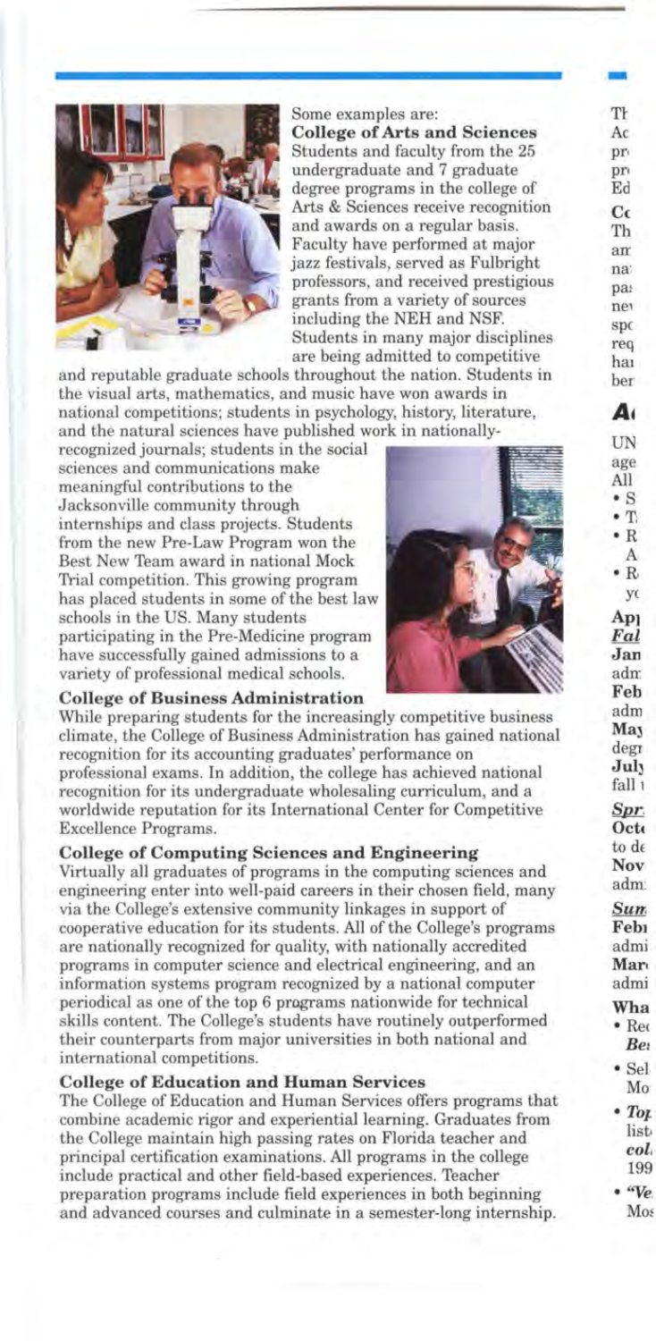Some examples are:

**College of Arts and Sciences**

Students and faculty from the 25 undergraduate and 7 graduate degree programs in the college of Arts & Sciences receive recognition and awards on a regular basis. Faculty have performed at major jazz festivals, served as Fulbright professors, and received prestigious grants from a variety of sources including the NEH and NSF. Students in many major disciplines are being admitted to competitive and reputable graduate schools throughout the nation. Students in the visual arts, mathematics, and music have won awards in national competitions; students in psychology, history, literature, and the natural sciences have published work in nationally-recognized journals; students in the social sciences and communications make meaningful contributions to the Jacksonville community through internships and class projects. Students from the new Pre-Law Program won the Best New Team award in national Mock Trial competition. This growing program has placed students in some of the best law schools in the US. Many students participating in the Pre-Medicine program have successfully gained admissions to a variety of professional medical schools.

**College of Business Administration**

While preparing students for the increasingly competitive business climate, the College of Business Administration has gained national recognition for its accounting graduates' performance on professional exams. In addition, the college has achieved national recognition for its undergraduate wholesaling curriculum, and a worldwide reputation for its International Center for Competitive Excellence Programs.

**College of Computing Sciences and Engineering**

Virtually all graduates of programs in the computing sciences and engineering enter into well-paid careers in their chosen field, many via the College's extensive community linkages in support of cooperative education for its students. All of the College's programs are nationally recognized for quality, with nationally accredited programs in computer science and electrical engineering, and an information systems program recognized by a national computer periodical as one of the top 6 programs nationwide for technical skills content. The College's students have routinely outperformed their counterparts from major universities in both national and international competitions.

**College of Education and Human Services**

The College of Education and Human Services offers programs that combine academic rigor and experiential learning. Graduates from the College maintain high passing rates on Florida teacher and principal certification examinations. All programs in the college include practical and other field-based experiences. Teacher preparation programs include field experiences in both beginning and advanced courses and culminate in a semester-long internship.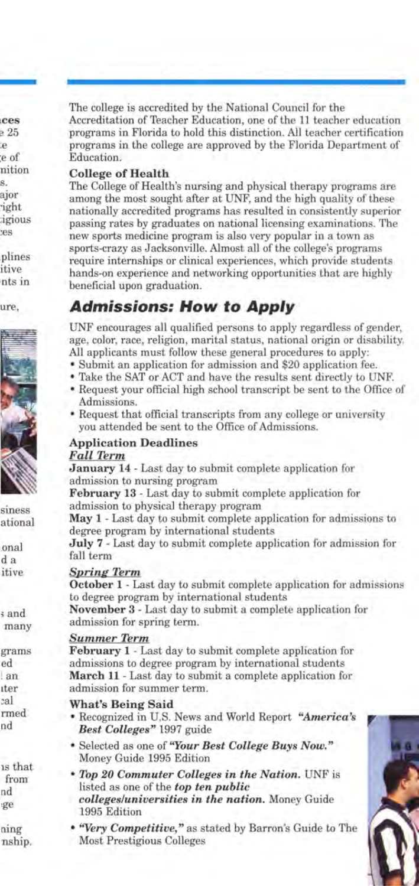The college is accredited by the National Council for the Accreditation of Teacher Education, one of the 11 teacher education programs in Florida to hold this distinction. All teacher certification programs in the college are approved by the Florida Department of Education.

### College of Health

The College of Health's nursing and physical therapy programs are among the most sought after at UNF, and the high quality of these nationally accredited programs has resulted in consistently superior passing rates by graduates on national licensing examinations. The new sports medicine program is also very popular in a town as sports-crazy as Jacksonville. Almost all of the college's programs require internships or clinical experiences, which provide students hands-on experience and networking opportunities that are highly beneficial upon graduation.

## *Admissions: How to Apply*

UNF encourages all qualified persons to apply regardless of gender, age, color, race, religion, marital status, national origin or disability. All applicants must follow these general procedures to apply:

- Submit an application for admission and $20 application fee.
- Take the SAT or ACT and have the results sent directly to UNF.
- Request your official high school transcript be sent to the Office of Admissions.
- Request that official transcripts from any college or university you attended be sent to the Office of Admissions.

### Application Deadlines

***Fall Term***

**January 14** - Last day to submit complete application for admission to nursing program

**February 13** - Last day to submit complete application for admission to physical therapy program

**May 1** - Last day to submit complete application for admissions to degree program by international students

**July 7** - Last day to submit complete application for admission for fall term

***Spring Term***

**October 1** - Last day to submit complete application for admissions to degree program by international students

**November 3** - Last day to submit a complete application for admission for spring term.

***Summer Term***

**February 1** - Last day to submit complete application for admissions to degree program by international students

**March 11** - Last day to submit a complete application for admission for summer term.

### What's Being Said

- Recognized in U.S. News and World Report ***"America's Best Colleges"*** 1997 guide
- Selected as one of ***"Your Best College Buys Now."*** Money Guide 1995 Edition
- ***Top 20 Commuter Colleges in the Nation.*** UNF is listed as one of the ***top ten public colleges/universities in the nation.*** Money Guide 1995 Edition
- ***"Very Competitive,"*** as stated by Barron's Guide to The Most Prestigious Colleges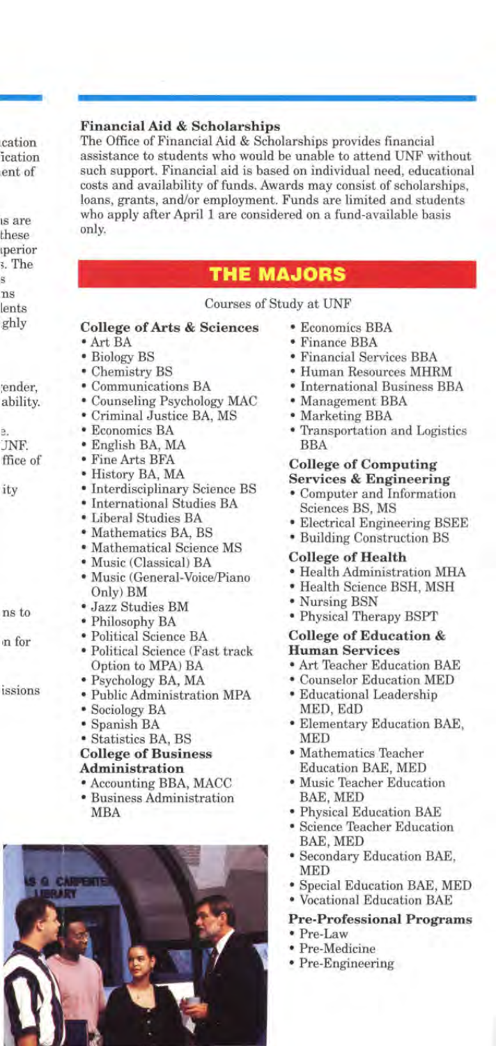### Financial Aid & Scholarships

The Office of Financial Aid & Scholarships provides financial assistance to students who would be unable to attend UNF without such support. Financial aid is based on individual need, educational costs and availability of funds. Awards may consist of scholarships, loans, grants, and/or employment. Funds are limited and students who apply after April 1 are considered on a fund-available basis only.

## THE MAJORS

Courses of Study at UNF

### College of Arts & Sciences

- Art BA
- Biology BS
- Chemistry BS
- Communications BA
- Counseling Psychology MAC
- Criminal Justice BA, MS
- Economics BA
- English BA, MA
- Fine Arts BFA
- History BA, MA
- Interdisciplinary Science BS
- International Studies BA
- Liberal Studies BA
- Mathematics BA, BS
- Mathematical Science MS
- Music (Classical) BA
- Music (General-Voice/Piano Only) BM
- Jazz Studies BM
- Philosophy BA
- Political Science BA
- Political Science (Fast track Option to MPA) BA
- Psychology BA, MA
- Public Administration MPA
- Sociology BA
- Spanish BA
- Statistics BA, BS

### College of Business Administration

- Accounting BBA, MACC
- Business Administration MBA
- Economics BBA
- Finance BBA
- Financial Services BBA
- Human Resources MHRM
- International Business BBA
- Management BBA
- Marketing BBA
- Transportation and Logistics BBA

### College of Computing Services & Engineering

- Computer and Information Sciences BS, MS
- Electrical Engineering BSEE
- Building Construction BS

### College of Health

- Health Administration MHA
- Health Science BSH, MSH
- Nursing BSN
- Physical Therapy BSPT

### College of Education & Human Services

- Art Teacher Education BAE
- Counselor Education MED
- Educational Leadership MED, EdD
- Elementary Education BAE, MED
- Mathematics Teacher Education BAE, MED
- Music Teacher Education BAE, MED
- Physical Education BAE
- Science Teacher Education BAE, MED
- Secondary Education BAE, MED
- Special Education BAE, MED
- Vocational Education BAE

### Pre-Professional Programs

- Pre-Law
- Pre-Medicine
- Pre-Engineering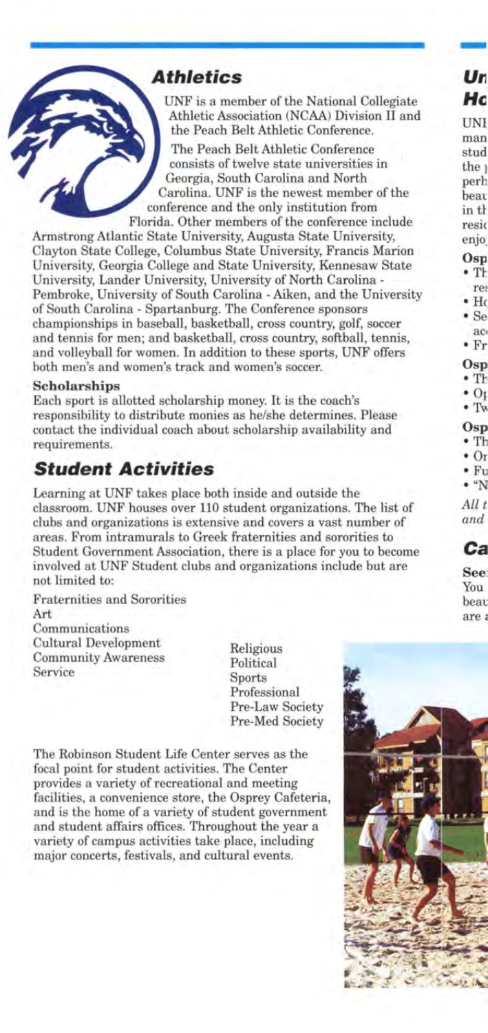## Athletics

UNF is a member of the National Collegiate Athletic Association (NCAA) Division II and the Peach Belt Athletic Conference.

The Peach Belt Athletic Conference consists of twelve state universities in Georgia, South Carolina and North Carolina. UNF is the newest member of the conference and the only institution from Florida. Other members of the conference include Armstrong Atlantic State University, Augusta State University, Clayton State College, Columbus State University, Francis Marion University, Georgia College and State University, Kennesaw State University, Lander University, University of North Carolina - Pembroke, University of South Carolina - Aiken, and the University of South Carolina - Spartanburg. The Conference sponsors championships in baseball, basketball, cross country, golf, soccer and tennis for men; and basketball, cross country, softball, tennis, and volleyball for women. In addition to these sports, UNF offers both men's and women's track and women's soccer.

### Scholarships

Each sport is allotted scholarship money. It is the coach's responsibility to distribute monies as he/she determines. Please contact the individual coach about scholarship availability and requirements.

## Student Activities

Learning at UNF takes place both inside and outside the classroom. UNF houses over 110 student organizations. The list of clubs and organizations is extensive and covers a vast number of areas. From intramurals to Greek fraternities and sororities to Student Government Association, there is a place for you to become involved at UNF Student clubs and organizations include but are not limited to:

Fraternities and Sororities
Art
Communications
Cultural Development
Community Awareness
Service
Religious
Political
Sports
Professional
Pre-Law Society
Pre-Med Society

The Robinson Student Life Center serves as the focal point for student activities. The Center provides a variety of recreational and meeting facilities, a convenience store, the Osprey Cafeteria, and is the home of a variety of student government and student affairs offices. Throughout the year a variety of campus activities take place, including major concerts, festivals, and cultural events.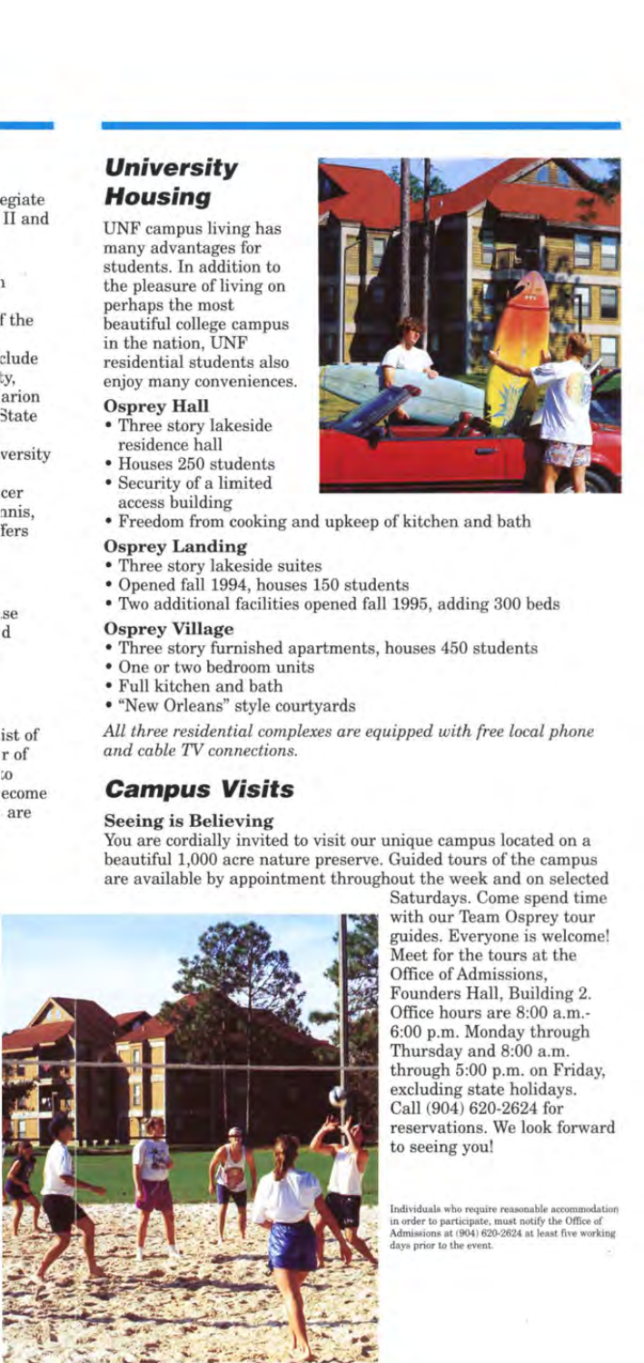## University Housing

UNF campus living has many advantages for students. In addition to the pleasure of living on perhaps the most beautiful college campus in the nation, UNF residential students also enjoy many conveniences.

**Osprey Hall**

- Three story lakeside residence hall
- Houses 250 students
- Security of a limited access building
- Freedom from cooking and upkeep of kitchen and bath

**Osprey Landing**

- Three story lakeside suites
- Opened fall 1994, houses 150 students
- Two additional facilities opened fall 1995, adding 300 beds

**Osprey Village**

- Three story furnished apartments, houses 450 students
- One or two bedroom units
- Full kitchen and bath
- "New Orleans" style courtyards

*All three residential complexes are equipped with free local phone and cable TV connections.*

## Campus Visits

**Seeing is Believing**

You are cordially invited to visit our unique campus located on a beautiful 1,000 acre nature preserve. Guided tours of the campus are available by appointment throughout the week and on selected Saturdays. Come spend time with our Team Osprey tour guides. Everyone is welcome! Meet for the tours at the Office of Admissions, Founders Hall, Building 2. Office hours are 8:00 a.m.-6:00 p.m. Monday through Thursday and 8:00 a.m. through 5:00 p.m. on Friday, excluding state holidays. Call (904) 620-2624 for reservations. We look forward to seeing you!

Individuals who require reasonable accommodation in order to participate, must notify the Office of Admissions at (904) 620-2624 at least five working days prior to the event.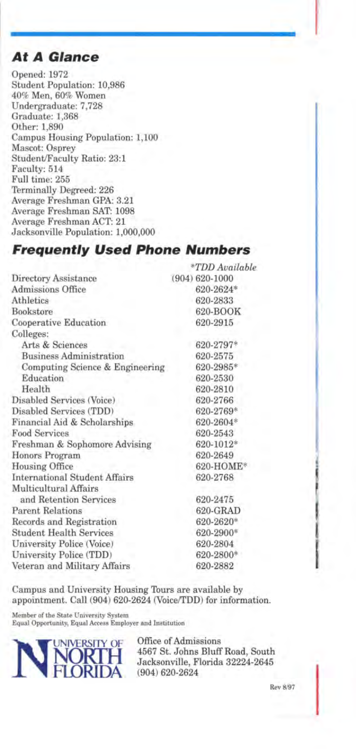## *At A Glance*

Opened: 1972
Student Population: 10,986
40% Men, 60% Women
Undergraduate: 7,728
Graduate: 1,368
Other: 1,890
Campus Housing Population: 1,100
Mascot: Osprey
Student/Faculty Ratio: 23:1
Faculty: 514
Full time: 255
Terminally Degreed: 226
Average Freshman GPA: 3.21
Average Freshman SAT: 1098
Average Freshman ACT: 21
Jacksonville Population: 1,000,000

## *Frequently Used Phone Numbers*

| | *\*TDD Available* |
|---|---|
| Directory Assistance | (904) 620-1000 |
| Admissions Office | 620-2624* |
| Athletics | 620-2833 |
| Bookstore | 620-BOOK |
| Cooperative Education | 620-2915 |
| Colleges: | |
| Arts & Sciences | 620-2797* |
| Business Administration | 620-2575 |
| Computing Science & Engineering | 620-2985* |
| Education | 620-2530 |
| Health | 620-2810 |
| Disabled Services (Voice) | 620-2766 |
| Disabled Services (TDD) | 620-2769* |
| Financial Aid & Scholarships | 620-2604* |
| Food Services | 620-2543 |
| Freshman & Sophomore Advising | 620-1012* |
| Honors Program | 620-2649 |
| Housing Office | 620-HOME* |
| International Student Affairs | 620-2768 |
| Multicultural Affairs and Retention Services | 620-2475 |
| Parent Relations | 620-GRAD |
| Records and Registration | 620-2620* |
| Student Health Services | 620-2900* |
| University Police (Voice) | 620-2804 |
| University Police (TDD) | 620-2800* |
| Veteran and Military Affairs | 620-2882 |

Campus and University Housing Tours are available by appointment. Call (904) 620-2624 (Voice/TDD) for information.

Member of the State University System
Equal Opportunity, Equal Access Employer and Institution

UNIVERSITY OF NORTH FLORIDA

Office of Admissions
4567 St. Johns Bluff Road, South
Jacksonville, Florida 32224-2645
(904) 620-2624

Rev 8/97